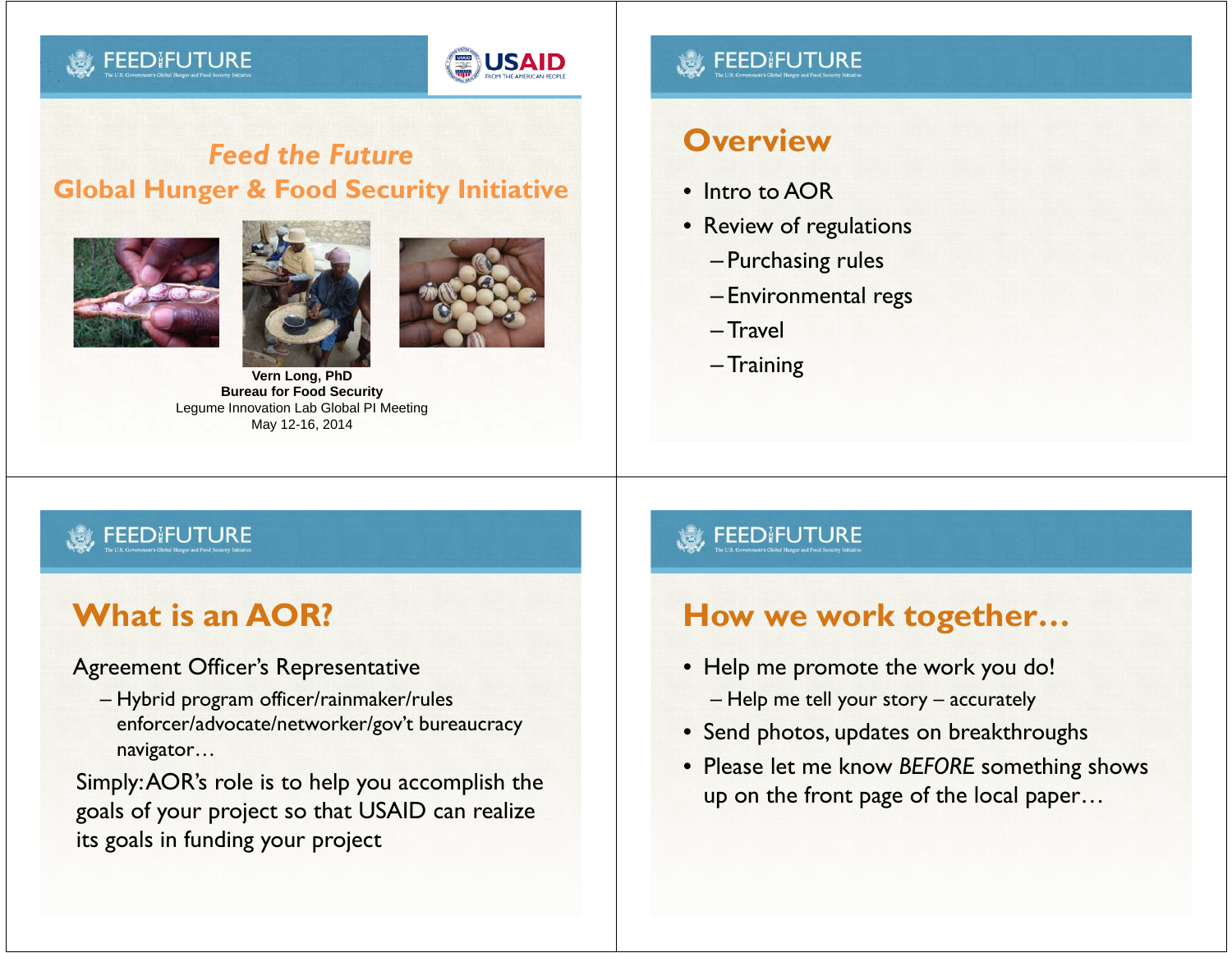# Feed the Future

## Global Hunger & Food Security Initiative

**Vern Long, PhD**
**Bureau for Food Security**
Legume Innovation Lab Global PI Meeting
May 12-16, 2014

## Overview

- Intro to AOR
- Review of regulations
  - Purchasing rules
  - Environmental regs
  - Travel
  - Training

## What is an AOR?

Agreement Officer's Representative

- Hybrid program officer/rainmaker/rules enforcer/advocate/networker/gov't bureaucracy navigator…

Simply: AOR's role is to help you accomplish the goals of your project so that USAID can realize its goals in funding your project

## How we work together…

- Help me promote the work you do!
  - Help me tell your story – accurately
- Send photos, updates on breakthroughs
- Please let me know *BEFORE* something shows up on the front page of the local paper…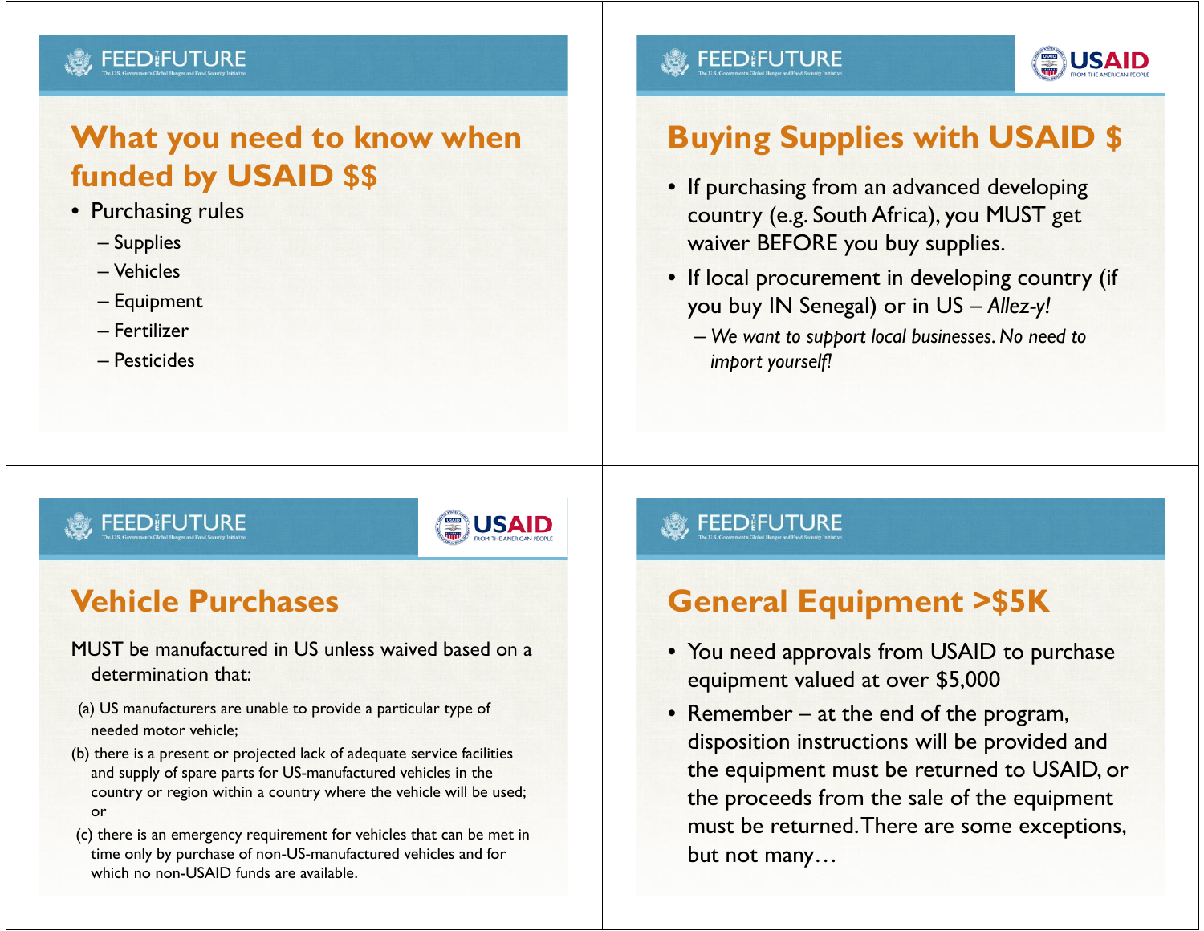## What you need to know when funded by USAID $$

- Purchasing rules
  - Supplies
  - Vehicles
  - Equipment
  - Fertilizer
  - Pesticides

## Buying Supplies with USAID $

- If purchasing from an advanced developing country (e.g. South Africa), you MUST get waiver BEFORE you buy supplies.
- If local procurement in developing country (if you buy IN Senegal) or in US – *Allez-y!*
  - *We want to support local businesses. No need to import yourself!*

## Vehicle Purchases

MUST be manufactured in US unless waived based on a determination that:

(a) US manufacturers are unable to provide a particular type of needed motor vehicle;

(b) there is a present or projected lack of adequate service facilities and supply of spare parts for US-manufactured vehicles in the country or region within a country where the vehicle will be used; or

(c) there is an emergency requirement for vehicles that can be met in time only by purchase of non-US-manufactured vehicles and for which no non-USAID funds are available.

## General Equipment >$5K

- You need approvals from USAID to purchase equipment valued at over $5,000
- Remember – at the end of the program, disposition instructions will be provided and the equipment must be returned to USAID, or the proceeds from the sale of the equipment must be returned. There are some exceptions, but not many…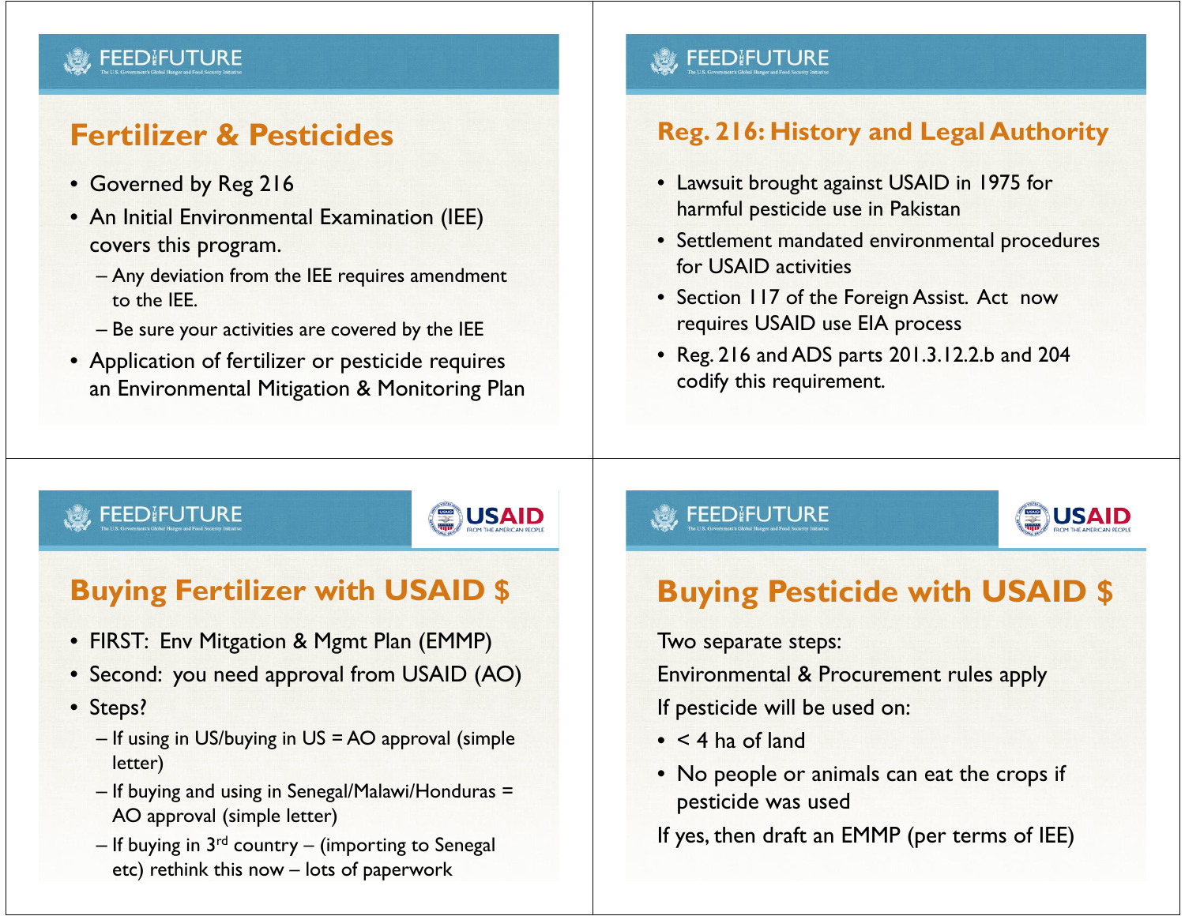## Fertilizer & Pesticides

- Governed by Reg 216
- An Initial Environmental Examination (IEE) covers this program.
  - Any deviation from the IEE requires amendment to the IEE.
  - Be sure your activities are covered by the IEE
- Application of fertilizer or pesticide requires an Environmental Mitigation & Monitoring Plan

## Reg. 216: History and Legal Authority

- Lawsuit brought against USAID in 1975 for harmful pesticide use in Pakistan
- Settlement mandated environmental procedures for USAID activities
- Section 117 of the Foreign Assist. Act now requires USAID use EIA process
- Reg. 216 and ADS parts 201.3.12.2.b and 204 codify this requirement.

## Buying Fertilizer with USAID $

- FIRST: Env Mitgation & Mgmt Plan (EMMP)
- Second: you need approval from USAID (AO)
- Steps?
  - If using in US/buying in US = AO approval (simple letter)
  - If buying and using in Senegal/Malawi/Honduras = AO approval (simple letter)
  - If buying in 3rd country – (importing to Senegal etc) rethink this now – lots of paperwork

## Buying Pesticide with USAID $

Two separate steps:

Environmental & Procurement rules apply

If pesticide will be used on:

- < 4 ha of land
- No people or animals can eat the crops if pesticide was used

If yes, then draft an EMMP (per terms of IEE)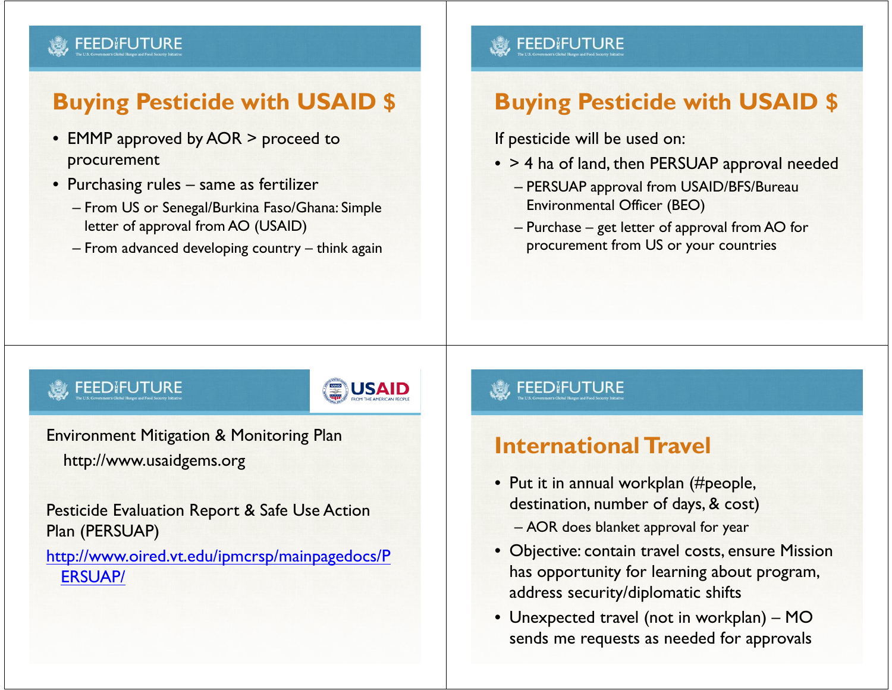## Buying Pesticide with USAID $

- EMMP approved by AOR > proceed to procurement
- Purchasing rules – same as fertilizer
  - From US or Senegal/Burkina Faso/Ghana: Simple letter of approval from AO (USAID)
  - From advanced developing country – think again

## Buying Pesticide with USAID $

If pesticide will be used on:

- > 4 ha of land, then PERSUAP approval needed
  - PERSUAP approval from USAID/BFS/Bureau Environmental Officer (BEO)
  - Purchase – get letter of approval from AO for procurement from US or your countries

Environment Mitigation & Monitoring Plan

http://www.usaidgems.org

Pesticide Evaluation Report & Safe Use Action Plan (PERSUAP)

[http://www.oired.vt.edu/ipmcrsp/mainpagedocs/PERSUAP/](http://www.oired.vt.edu/ipmcrsp/mainpagedocs/PERSUAP/)

## International Travel

- Put it in annual workplan (#people, destination, number of days, & cost)
  - AOR does blanket approval for year
- Objective: contain travel costs, ensure Mission has opportunity for learning about program, address security/diplomatic shifts
- Unexpected travel (not in workplan) – MO sends me requests as needed for approvals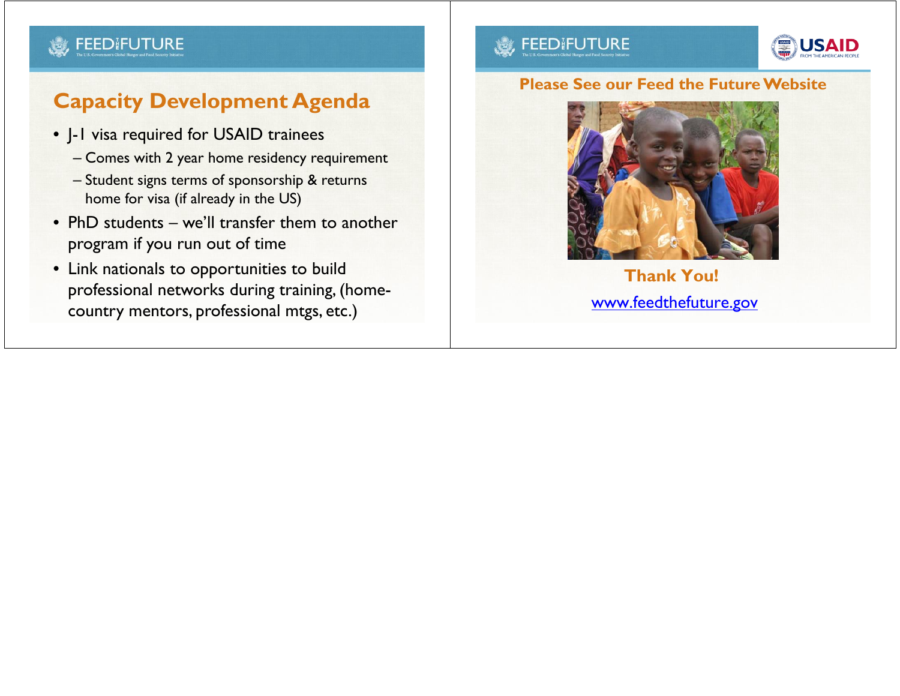## Capacity Development Agenda

- J-1 visa required for USAID trainees
  - Comes with 2 year home residency requirement
  - Student signs terms of sponsorship & returns home for visa (if already in the US)
- PhD students – we'll transfer them to another program if you run out of time
- Link nationals to opportunities to build professional networks during training, (home-country mentors, professional mtgs, etc.)

## Please See our Feed the Future Website

**Thank You!**

www.feedthefuture.gov